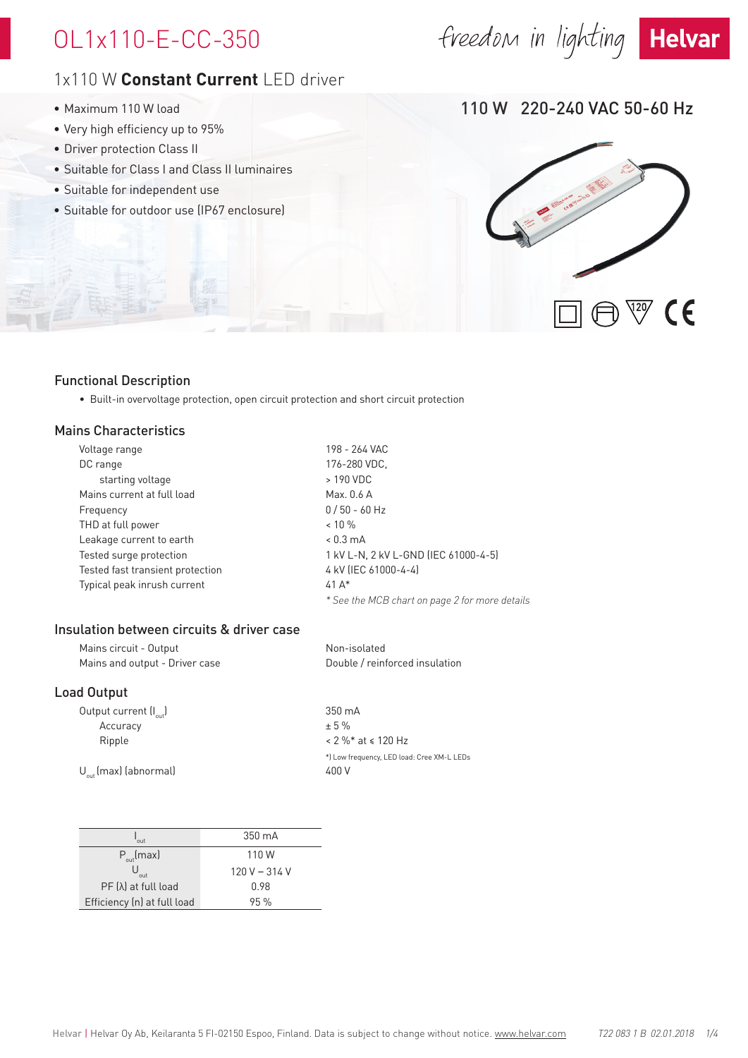# OL1x110-E-CC-350

freedom in lighting **Helvar**

## 1x110 W **Constant Current** LED driver

- Maximum 110 W load
- Very high efficiency up to 95%
- Driver protection Class II
- Suitable for Class I and Class II luminaires
- Suitable for independent use
- Suitable for outdoor use (IP67 enclosure)

110 W 220-240 VAC 50-60 Hz

### Functional Description

- Built-in overvoltage protection, open circuit protection and short circuit protection

### Mains Characteristics

| | |
|---|---|
| Voltage range | 198 - 264 VAC |
| DC range | 176-280 VDC, |
| starting voltage | > 190 VDC |
| Mains current at full load | Max. 0.6 A |
| Frequency | 0 / 50 - 60 Hz |
| THD at full power | < 10 % |
| Leakage current to earth | < 0.3 mA |
| Tested surge protection | 1 kV L-N, 2 kV L-GND (IEC 61000-4-5) |
| Tested fast transient protection | 4 kV (IEC 61000-4-4) |
| Typical peak inrush current | 41 A* |

*\* See the MCB chart on page 2 for more details*

### Insulation between circuits & driver case

| | |
|---|---|
| Mains circuit - Output | Non-isolated |
| Mains and output - Driver case | Double / reinforced insulation |

### Load Output

| | |
|---|---|
| Output current ($I_{out}$) | 350 mA |
| Accuracy | ± 5 % |
| Ripple | < 2 %* at ≤ 120 Hz |
| | *) Low frequency, LED load: Cree XM-L LEDs |
| $U_{out}$ (max) (abnormal) | 400 V |

| $I_{out}$ | 350 mA |
|---|---|
| $P_{out}$(max) | 110 W |
| $U_{out}$ | 120 V – 314 V |
| PF (λ) at full load | 0.98 |
| Efficiency (η) at full load | 95 % |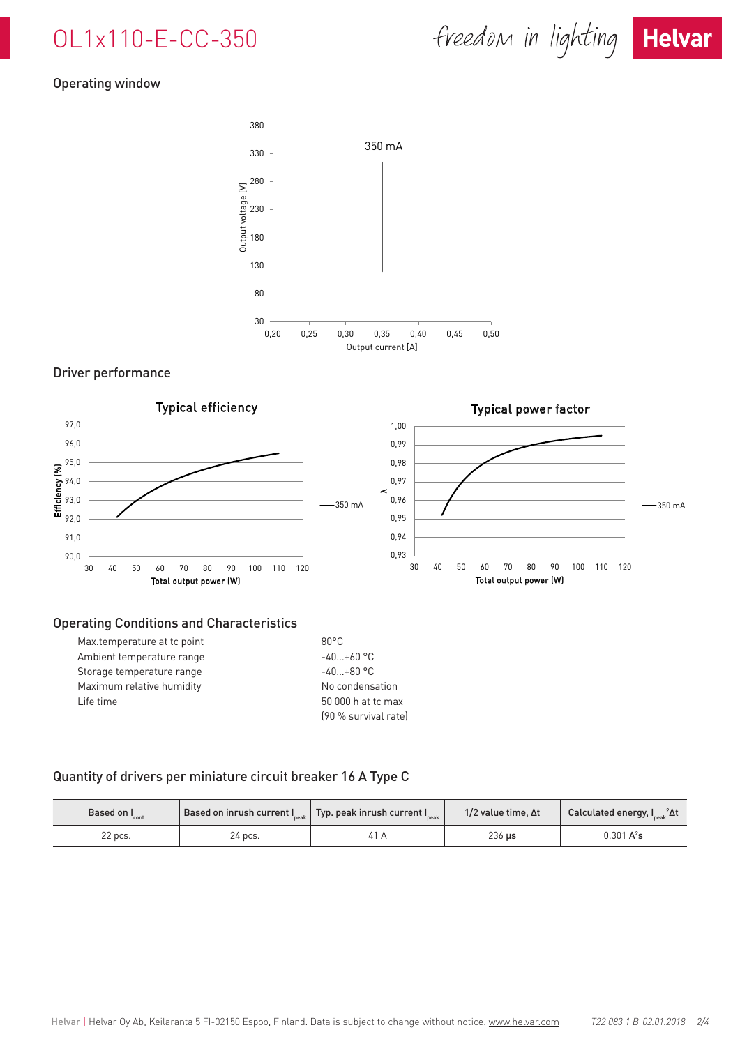# OL1x110-E-CC-350

## Operating window

350 mA

Output voltage [V]: 30, 80, 130, 180, 230, 280, 330, 380

Output current [A]: 0,20, 0,25, 0,30, 0,35, 0,40, 0,45, 0,50

## Driver performance

**Typical efficiency**

Efficiency [%]: 90,0 – 97,0

Total output power [W]: 30 – 120

350 mA

**Typical power factor**

λ: 0,93 – 1,00

Total output power [W]: 30 – 120

350 mA

## Operating Conditions and Characteristics

| | |
|---|---|
| Max.temperature at tc point | 80°C |
| Ambient temperature range | -40...+60 °C |
| Storage temperature range | -40...+80 °C |
| Maximum relative humidity | No condensation |
| Life time | 50 000 h at tc max (90 % survival rate) |

## Quantity of drivers per miniature circuit breaker 16 A Type C

| Based on $I_{cont}$ | Based on inrush current $I_{peak}$ | Typ. peak inrush current $I_{peak}$ | 1/2 value time, Δt | Calculated energy, $I_{peak}{}^2\Delta t$ |
|---|---|---|---|---|
| 22 pcs. | 24 pcs. | 41 A | 236 µs | 0.301 $A^2s$ |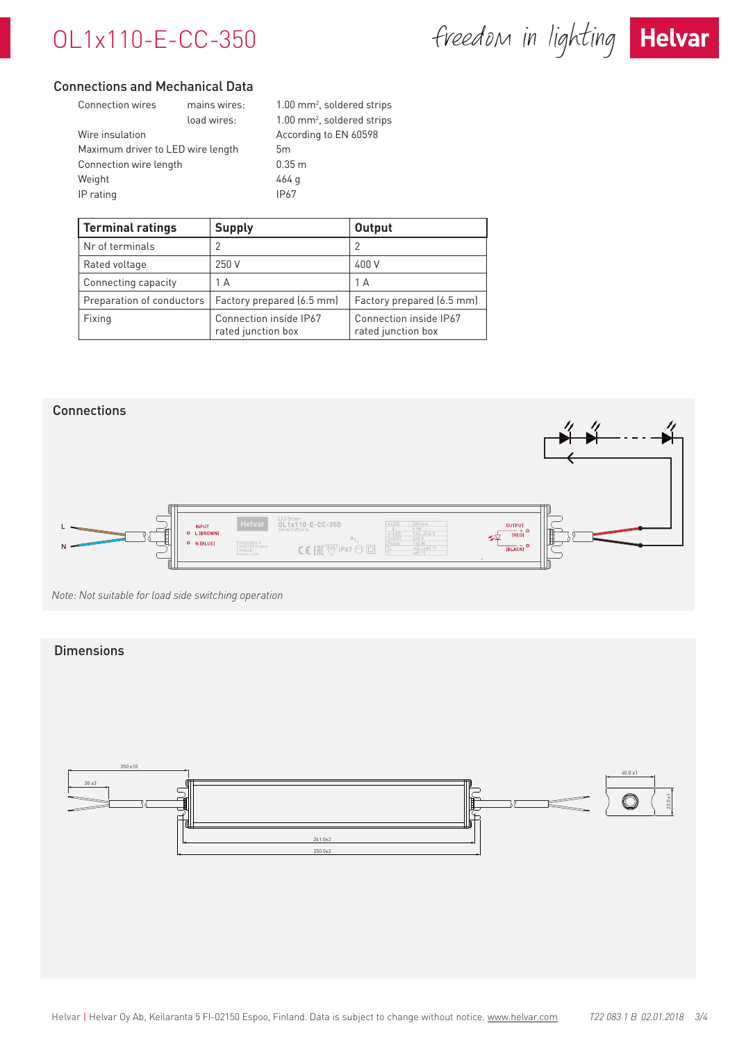# OL1x110-E-CC-350

## Connections and Mechanical Data

| | | |
|---|---|---|
| Connection wires | mains wires: | 1.00 mm², soldered strips |
| | load wires: | 1.00 mm², soldered strips |
| Wire insulation | | According to EN 60598 |
| Maximum driver to LED wire length | | 5m |
| Connection wire length | | 0.35 m |
| Weight | | 464 g |
| IP rating | | IP67 |

| Terminal ratings | Supply | Output |
|---|---|---|
| Nr of terminals | 2 | 2 |
| Rated voltage | 250 V | 400 V |
| Connecting capacity | 1 A | 1 A |
| Preparation of conductors | Factory prepared (6.5 mm) | Factory prepared (6.5 mm) |
| Fixing | Connection inside IP67 rated junction box | Connection inside IP67 rated junction box |

## Connections

L

N

INPUT
L (BROWN)
N (BLUE)

OUTPUT
+ (RED)
− (BLACK)

*Note: Not suitable for load side switching operation*

## Dimensions

350 ±10

30 ±3

241.0±2

250.0±2

40.0 ±1

23.0±1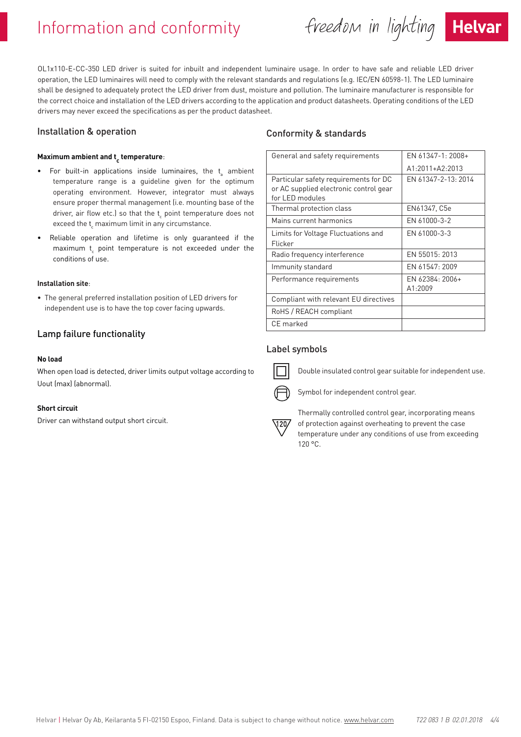# Information and conformity

OL1x110-E-CC-350 LED driver is suited for inbuilt and independent luminaire usage. In order to have safe and reliable LED driver operation, the LED luminaires will need to comply with the relevant standards and regulations (e.g. IEC/EN 60598-1). The LED luminaire shall be designed to adequately protect the LED driver from dust, moisture and pollution. The luminaire manufacturer is responsible for the correct choice and installation of the LED drivers according to the application and product datasheets. Operating conditions of the LED drivers may never exceed the specifications as per the product datasheet.

## Installation & operation

**Maximum ambient and $t_c$ temperature**:

- For built-in applications inside luminaires, the $t_a$ ambient temperature range is a guideline given for the optimum operating environment. However, integrator must always ensure proper thermal management (i.e. mounting base of the driver, air flow etc.) so that the $t_c$ point temperature does not exceed the $t_c$ maximum limit in any circumstance.
- Reliable operation and lifetime is only guaranteed if the maximum $t_c$ point temperature is not exceeded under the conditions of use.

**Installation site**:

- The general preferred installation position of LED drivers for independent use is to have the top cover facing upwards.

## Lamp failure functionality

**No load**

When open load is detected, driver limits output voltage according to Uout (max) (abnormal).

**Short circuit**

Driver can withstand output short circuit.

## Conformity & standards

| | |
|---|---|
| General and safety requirements | EN 61347-1: 2008+ A1:2011+A2:2013 |
| Particular safety requirements for DC or AC supplied electronic control gear for LED modules | EN 61347-2-13: 2014 |
| Thermal protection class | EN61347, C5e |
| Mains current harmonics | EN 61000-3-2 |
| Limits for Voltage Fluctuations and Flicker | EN 61000-3-3 |
| Radio frequency interference | EN 55015: 2013 |
| Immunity standard | EN 61547: 2009 |
| Performance requirements | EN 62384: 2006+ A1:2009 |
| Compliant with relevant EU directives | |
| RoHS / REACH compliant | |
| CE marked | |

## Label symbols

Double insulated control gear suitable for independent use.

Symbol for independent control gear.

120: Thermally controlled control gear, incorporating means of protection against overheating to prevent the case temperature under any conditions of use from exceeding 120 °C.

Helvar | Helvar Oy Ab, Keilaranta 5 FI-02150 Espoo, Finland. Data is subject to change without notice. www.helvar.com T22 083 1 B 02.01.2018